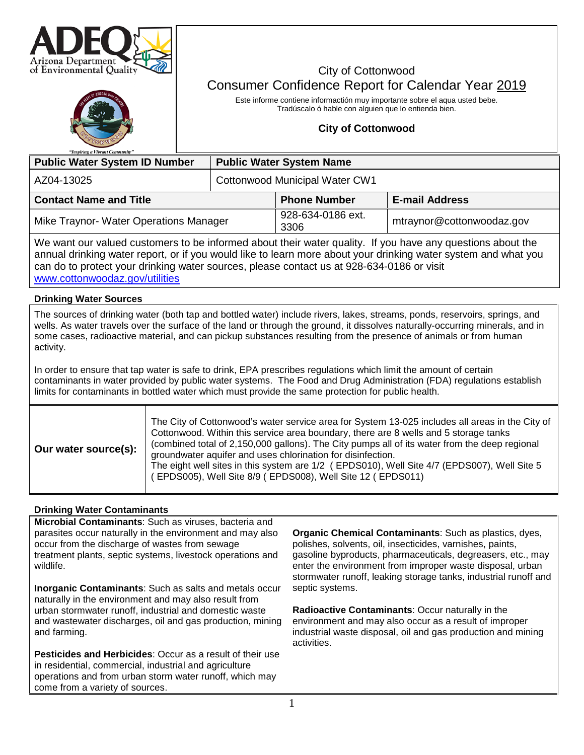# City of Cottonwood

## Consumer Confidence Report for Calendar Year 2019

Este informe contiene informactión muy importante sobre el aqua usted bebe.
Tradúscalo ó hable con alguien que lo entienda bien.

**City of Cottonwood**

| Public Water System ID Number | Public Water System Name |
|---|---|
| AZ04-13025 | Cottonwood Municipal Water CW1 |

| Contact Name and Title | Phone Number | E-mail Address |
|---|---|---|
| Mike Traynor- Water Operations Manager | 928-634-0186 ext. 3306 | mtraynor@cottonwoodaz.gov |

We want our valued customers to be informed about their water quality. If you have any questions about the annual drinking water report, or if you would like to learn more about your drinking water system and what you can do to protect your drinking water sources, please contact us at 928-634-0186 or visit www.cottonwoodaz.gov/utilities

### Drinking Water Sources

The sources of drinking water (both tap and bottled water) include rivers, lakes, streams, ponds, reservoirs, springs, and wells. As water travels over the surface of the land or through the ground, it dissolves naturally-occurring minerals, and in some cases, radioactive material, and can pickup substances resulting from the presence of animals or from human activity.

In order to ensure that tap water is safe to drink, EPA prescribes regulations which limit the amount of certain contaminants in water provided by public water systems. The Food and Drug Administration (FDA) regulations establish limits for contaminants in bottled water which must provide the same protection for public health.

| **Our water source(s):** | The City of Cottonwood's water service area for System 13-025 includes all areas in the City of Cottonwood. Within this service area boundary, there are 8 wells and 5 storage tanks (combined total of 2,150,000 gallons). The City pumps all of its water from the deep regional groundwater aquifer and uses chlorination for disinfection. The eight well sites in this system are 1/2 ( EPDS010), Well Site 4/7 (EPDS007), Well Site 5 ( EPDS005), Well Site 8/9 ( EPDS008), Well Site 12 ( EPDS011) |
|---|---|

### Drinking Water Contaminants

**Microbial Contaminants**: Such as viruses, bacteria and parasites occur naturally in the environment and may also occur from the discharge of wastes from sewage treatment plants, septic systems, livestock operations and wildlife.

**Inorganic Contaminants**: Such as salts and metals occur naturally in the environment and may also result from urban stormwater runoff, industrial and domestic waste and wastewater discharges, oil and gas production, mining and farming.

**Pesticides and Herbicides**: Occur as a result of their use in residential, commercial, industrial and agriculture operations and from urban storm water runoff, which may come from a variety of sources.

**Organic Chemical Contaminants**: Such as plastics, dyes, polishes, solvents, oil, insecticides, varnishes, paints, gasoline byproducts, pharmaceuticals, degreasers, etc., may enter the environment from improper waste disposal, urban stormwater runoff, leaking storage tanks, industrial runoff and septic systems.

**Radioactive Contaminants**: Occur naturally in the environment and may also occur as a result of improper industrial waste disposal, oil and gas production and mining activities.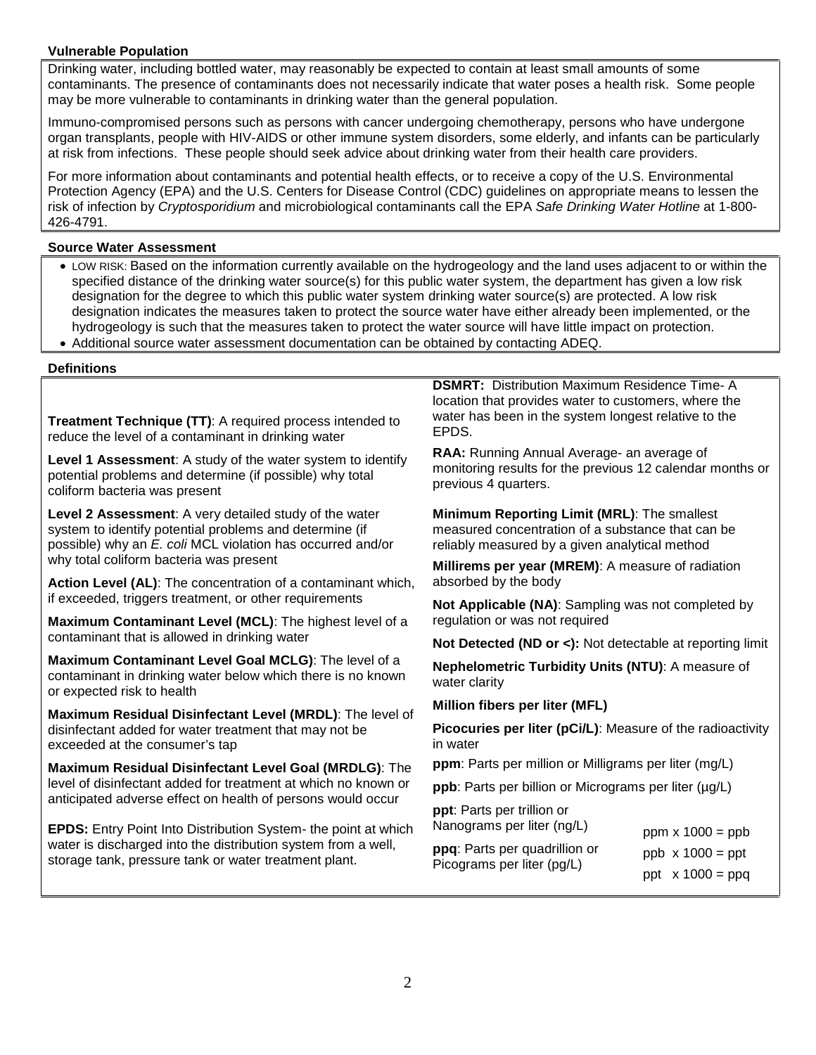**Vulnerable Population**

Drinking water, including bottled water, may reasonably be expected to contain at least small amounts of some contaminants. The presence of contaminants does not necessarily indicate that water poses a health risk. Some people may be more vulnerable to contaminants in drinking water than the general population.

Immuno-compromised persons such as persons with cancer undergoing chemotherapy, persons who have undergone organ transplants, people with HIV-AIDS or other immune system disorders, some elderly, and infants can be particularly at risk from infections. These people should seek advice about drinking water from their health care providers.

For more information about contaminants and potential health effects, or to receive a copy of the U.S. Environmental Protection Agency (EPA) and the U.S. Centers for Disease Control (CDC) guidelines on appropriate means to lessen the risk of infection by *Cryptosporidium* and microbiological contaminants call the EPA *Safe Drinking Water Hotline* at 1-800-426-4791.

**Source Water Assessment**

- LOW RISK: Based on the information currently available on the hydrogeology and the land uses adjacent to or within the specified distance of the drinking water source(s) for this public water system, the department has given a low risk designation for the degree to which this public water system drinking water source(s) are protected. A low risk designation indicates the measures taken to protect the source water have either already been implemented, or the hydrogeology is such that the measures taken to protect the water source will have little impact on protection.
- Additional source water assessment documentation can be obtained by contacting ADEQ.

**Definitions**

**Treatment Technique (TT)**: A required process intended to reduce the level of a contaminant in drinking water

**Level 1 Assessment**: A study of the water system to identify potential problems and determine (if possible) why total coliform bacteria was present

**Level 2 Assessment**: A very detailed study of the water system to identify potential problems and determine (if possible) why an *E. coli* MCL violation has occurred and/or why total coliform bacteria was present

**Action Level (AL)**: The concentration of a contaminant which, if exceeded, triggers treatment, or other requirements

**Maximum Contaminant Level (MCL)**: The highest level of a contaminant that is allowed in drinking water

**Maximum Contaminant Level Goal MCLG)**: The level of a contaminant in drinking water below which there is no known or expected risk to health

**Maximum Residual Disinfectant Level (MRDL)**: The level of disinfectant added for water treatment that may not be exceeded at the consumer's tap

**Maximum Residual Disinfectant Level Goal (MRDLG)**: The level of disinfectant added for treatment at which no known or anticipated adverse effect on health of persons would occur

**EPDS:** Entry Point Into Distribution System- the point at which water is discharged into the distribution system from a well, storage tank, pressure tank or water treatment plant.

**DSMRT:** Distribution Maximum Residence Time- A location that provides water to customers, where the water has been in the system longest relative to the EPDS.

**RAA:** Running Annual Average- an average of monitoring results for the previous 12 calendar months or previous 4 quarters.

**Minimum Reporting Limit (MRL)**: The smallest measured concentration of a substance that can be reliably measured by a given analytical method

**Millirems per year (MREM)**: A measure of radiation absorbed by the body

**Not Applicable (NA)**: Sampling was not completed by regulation or was not required

**Not Detected (ND or <):** Not detectable at reporting limit

**Nephelometric Turbidity Units (NTU)**: A measure of water clarity

**Million fibers per liter (MFL)**

**Picocuries per liter (pCi/L)**: Measure of the radioactivity in water

**ppm**: Parts per million or Milligrams per liter (mg/L)

**ppb**: Parts per billion or Micrograms per liter (µg/L)

**ppt**: Parts per trillion or Nanograms per liter (ng/L)

**ppq**: Parts per quadrillion or Picograms per liter (pg/L)

ppm x 1000 = ppb

ppb x 1000 = ppt

ppt x 1000 = ppq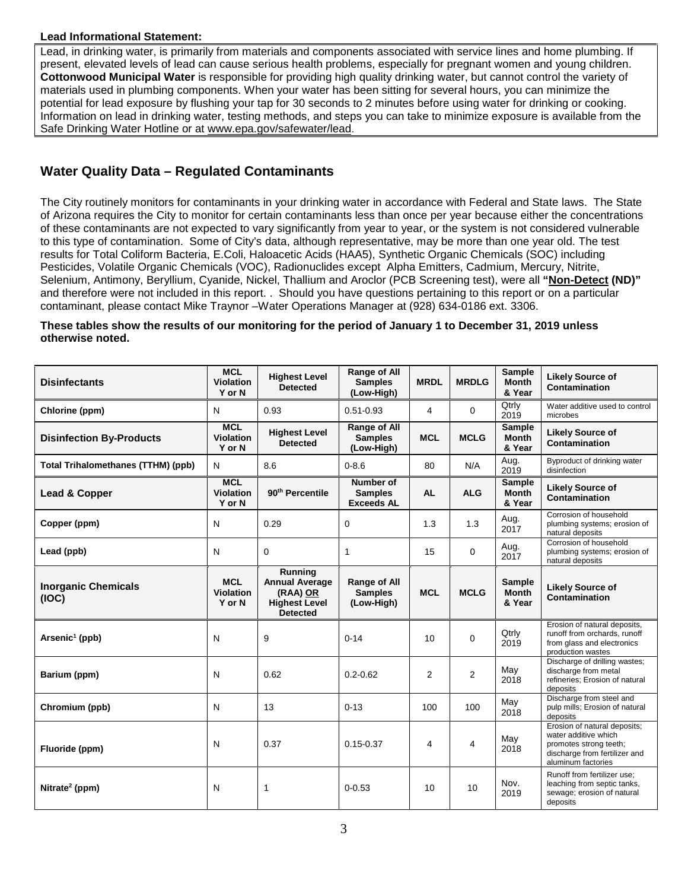**Lead Informational Statement:**

Lead, in drinking water, is primarily from materials and components associated with service lines and home plumbing. If present, elevated levels of lead can cause serious health problems, especially for pregnant women and young children. **Cottonwood Municipal Water** is responsible for providing high quality drinking water, but cannot control the variety of materials used in plumbing components. When your water has been sitting for several hours, you can minimize the potential for lead exposure by flushing your tap for 30 seconds to 2 minutes before using water for drinking or cooking. Information on lead in drinking water, testing methods, and steps you can take to minimize exposure is available from the Safe Drinking Water Hotline or at www.epa.gov/safewater/lead.

## Water Quality Data – Regulated Contaminants

The City routinely monitors for contaminants in your drinking water in accordance with Federal and State laws. The State of Arizona requires the City to monitor for certain contaminants less than once per year because either the concentrations of these contaminants are not expected to vary significantly from year to year, or the system is not considered vulnerable to this type of contamination. Some of City's data, although representative, may be more than one year old. The test results for Total Coliform Bacteria, E.Coli, Haloacetic Acids (HAA5), Synthetic Organic Chemicals (SOC) including Pesticides, Volatile Organic Chemicals (VOC), Radionuclides except Alpha Emitters, Cadmium, Mercury, Nitrite, Selenium, Antimony, Beryllium, Cyanide, Nickel, Thallium and Aroclor (PCB Screening test), were all **"Non-Detect (ND)"** and therefore were not included in this report. . Should you have questions pertaining to this report or on a particular contaminant, please contact Mike Traynor –Water Operations Manager at (928) 634-0186 ext. 3306.

**These tables show the results of our monitoring for the period of January 1 to December 31, 2019 unless otherwise noted.**

| **Disinfectants** | **MCL Violation Y or N** | **Highest Level Detected** | **Range of All Samples (Low-High)** | **MRDL** | **MRDLG** | **Sample Month & Year** | **Likely Source of Contamination** |
|---|---|---|---|---|---|---|---|
| Chlorine (ppm) | N | 0.93 | 0.51-0.93 | 4 | 0 | Qtrly 2019 | Water additive used to control microbes |
| **Disinfection By-Products** | **MCL Violation Y or N** | **Highest Level Detected** | **Range of All Samples (Low-High)** | **MCL** | **MCLG** | **Sample Month & Year** | **Likely Source of Contamination** |
| Total Trihalomethanes (TTHM) (ppb) | N | 8.6 | 0-8.6 | 80 | N/A | Aug. 2019 | Byproduct of drinking water disinfection |
| **Lead & Copper** | **MCL Violation Y or N** | **90th Percentile** | **Number of Samples Exceeds AL** | **AL** | **ALG** | **Sample Month & Year** | **Likely Source of Contamination** |
| Copper (ppm) | N | 0.29 | 0 | 1.3 | 1.3 | Aug. 2017 | Corrosion of household plumbing systems; erosion of natural deposits |
| Lead (ppb) | N | 0 | 1 | 15 | 0 | Aug. 2017 | Corrosion of household plumbing systems; erosion of natural deposits |
| **Inorganic Chemicals (IOC)** | **MCL Violation Y or N** | **Running Annual Average (RAA) OR Highest Level Detected** | **Range of All Samples (Low-High)** | **MCL** | **MCLG** | **Sample Month & Year** | **Likely Source of Contamination** |
| Arsenic[1] (ppb) | N | 9 | 0-14 | 10 | 0 | Qtrly 2019 | Erosion of natural deposits, runoff from orchards, runoff from glass and electronics production wastes |
| Barium (ppm) | N | 0.62 | 0.2-0.62 | 2 | 2 | May 2018 | Discharge of drilling wastes; discharge from metal refineries; Erosion of natural deposits |
| Chromium (ppb) | N | 13 | 0-13 | 100 | 100 | May 2018 | Discharge from steel and pulp mills; Erosion of natural deposits |
| Fluoride (ppm) | N | 0.37 | 0.15-0.37 | 4 | 4 | May 2018 | Erosion of natural deposits; water additive which promotes strong teeth; discharge from fertilizer and aluminum factories |
| Nitrate[2] (ppm) | N | 1 | 0-0.53 | 10 | 10 | Nov. 2019 | Runoff from fertilizer use; leaching from septic tanks, sewage; erosion of natural deposits |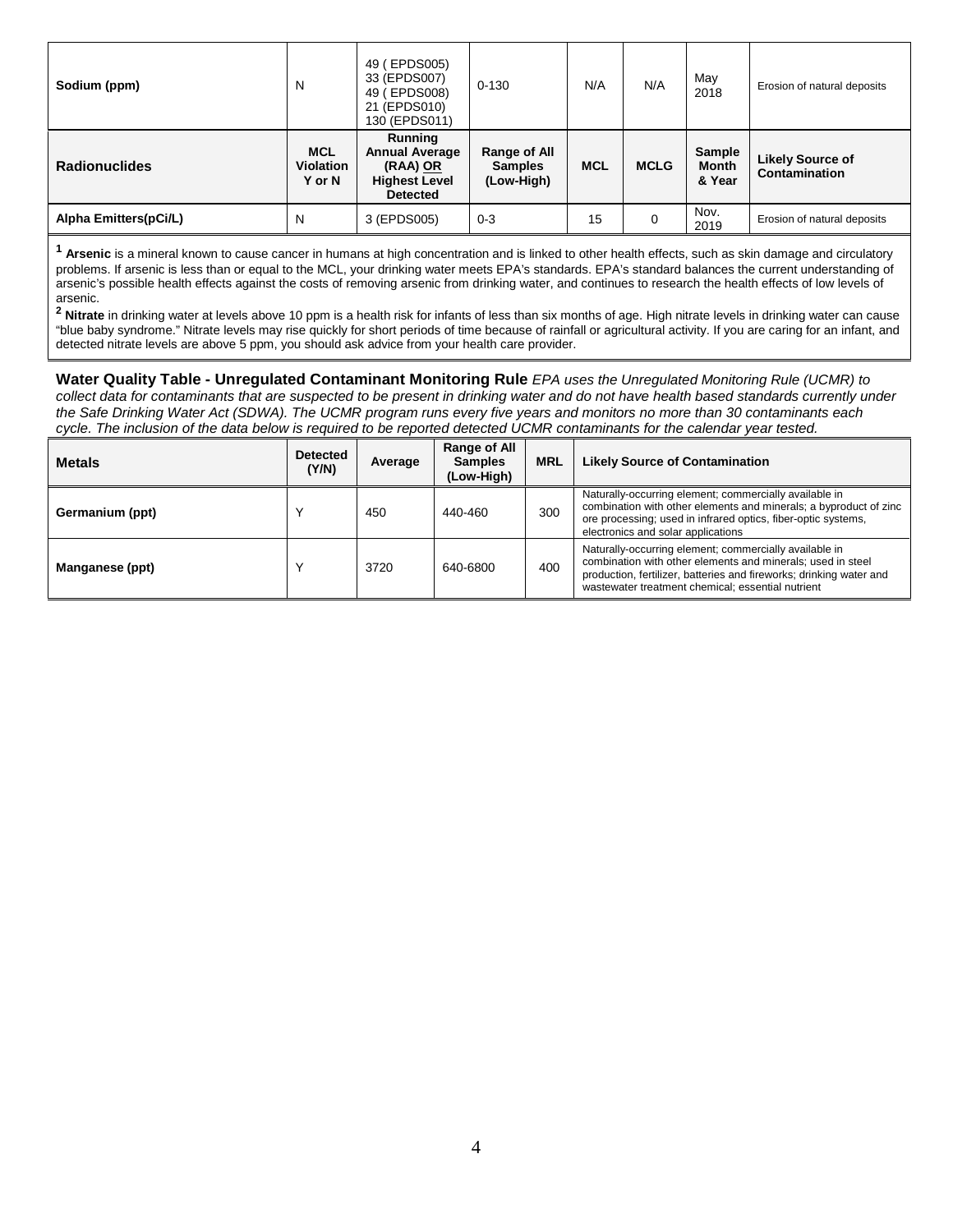| | | | | | | | |
|---|---|---|---|---|---|---|---|
| **Sodium (ppm)** | N | 49 ( EPDS005)<br>33 (EPDS007)<br>49 ( EPDS008)<br>21 (EPDS010)<br>130 (EPDS011) | 0-130 | N/A | N/A | May 2018 | Erosion of natural deposits |
| **Radionuclides** | **MCL Violation Y or N** | **Running Annual Average (RAA) OR Highest Level Detected** | **Range of All Samples (Low-High)** | **MCL** | **MCLG** | **Sample Month & Year** | **Likely Source of Contamination** |
| **Alpha Emitters(pCi/L)** | N | 3 (EPDS005) | 0-3 | 15 | 0 | Nov. 2019 | Erosion of natural deposits |

[1] **Arsenic** is a mineral known to cause cancer in humans at high concentration and is linked to other health effects, such as skin damage and circulatory problems. If arsenic is less than or equal to the MCL, your drinking water meets EPA's standards. EPA's standard balances the current understanding of arsenic's possible health effects against the costs of removing arsenic from drinking water, and continues to research the health effects of low levels of arsenic.

[2] **Nitrate** in drinking water at levels above 10 ppm is a health risk for infants of less than six months of age. High nitrate levels in drinking water can cause "blue baby syndrome." Nitrate levels may rise quickly for short periods of time because of rainfall or agricultural activity. If you are caring for an infant, and detected nitrate levels are above 5 ppm, you should ask advice from your health care provider.

**Water Quality Table - Unregulated Contaminant Monitoring Rule** *EPA uses the Unregulated Monitoring Rule (UCMR) to collect data for contaminants that are suspected to be present in drinking water and do not have health based standards currently under the Safe Drinking Water Act (SDWA). The UCMR program runs every five years and monitors no more than 30 contaminants each cycle. The inclusion of the data below is required to be reported detected UCMR contaminants for the calendar year tested.*

| Metals | Detected (Y/N) | Average | Range of All Samples (Low-High) | MRL | Likely Source of Contamination |
|---|---|---|---|---|---|
| **Germanium (ppt)** | Y | 450 | 440-460 | 300 | Naturally-occurring element; commercially available in combination with other elements and minerals; a byproduct of zinc ore processing; used in infrared optics, fiber-optic systems, electronics and solar applications |
| **Manganese (ppt)** | Y | 3720 | 640-6800 | 400 | Naturally-occurring element; commercially available in combination with other elements and minerals; used in steel production, fertilizer, batteries and fireworks; drinking water and wastewater treatment chemical; essential nutrient |